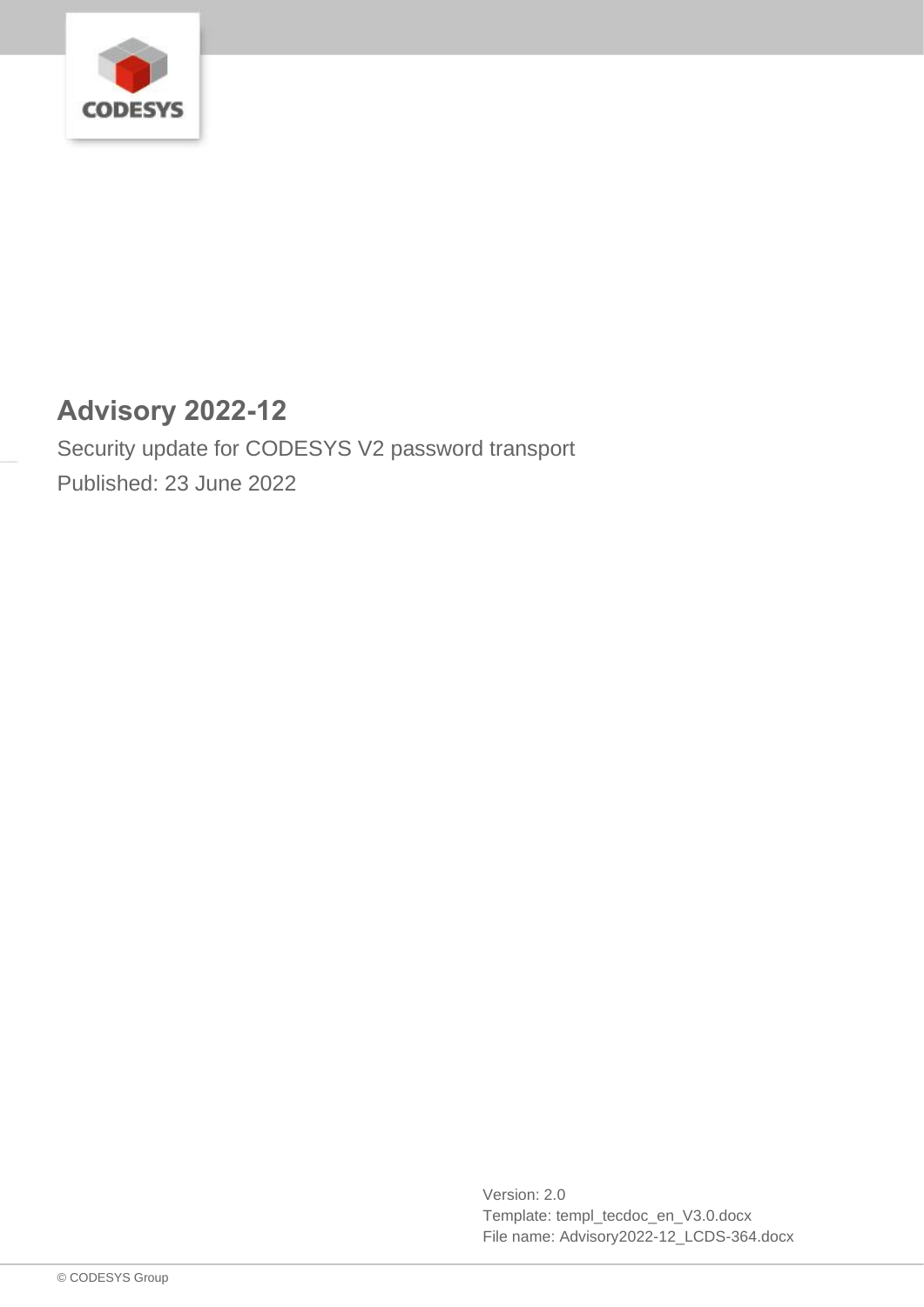# Advisory 2022-12

Security update for CODESYS V2 password transport

Published: 23 June 2022

Version: 2.0
Template: templ_tecdoc_en_V3.0.docx
File name: Advisory2022-12_LCDS-364.docx

© CODESYS Group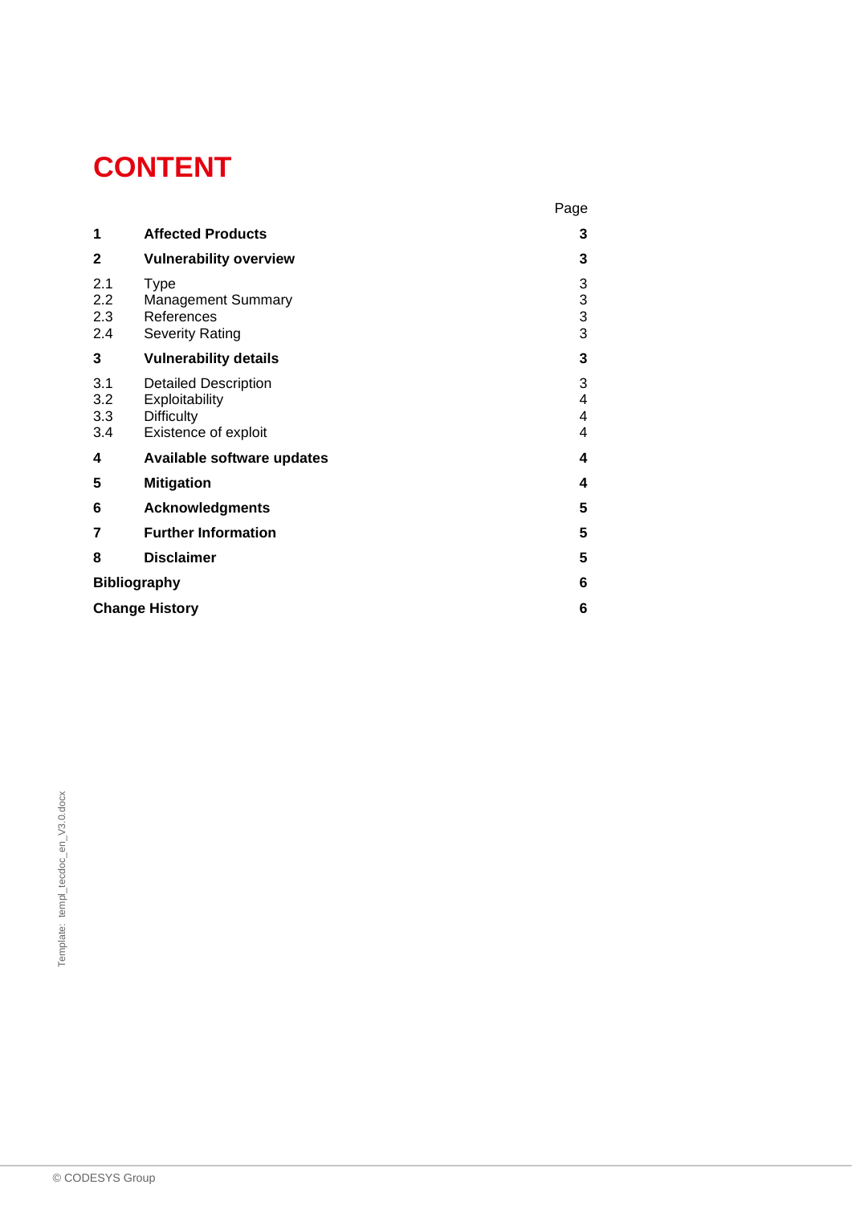# CONTENT

| | | Page |
|---|---|---|
| **1** | **Affected Products** | **3** |
| **2** | **Vulnerability overview** | **3** |
| 2.1 | Type | 3 |
| 2.2 | Management Summary | 3 |
| 2.3 | References | 3 |
| 2.4 | Severity Rating | 3 |
| **3** | **Vulnerability details** | **3** |
| 3.1 | Detailed Description | 3 |
| 3.2 | Exploitability | 4 |
| 3.3 | Difficulty | 4 |
| 3.4 | Existence of exploit | 4 |
| **4** | **Available software updates** | **4** |
| **5** | **Mitigation** | **4** |
| **6** | **Acknowledgments** | **5** |
| **7** | **Further Information** | **5** |
| **8** | **Disclaimer** | **5** |
| **Bibliography** | | **6** |
| **Change History** | | **6** |

Template: templ_tecdoc_en_V3.0.docx

© CODESYS Group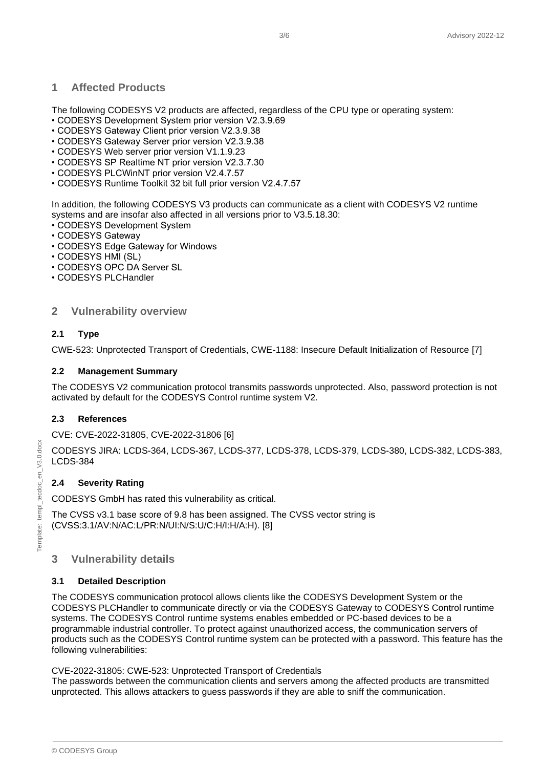## 1 Affected Products

The following CODESYS V2 products are affected, regardless of the CPU type or operating system:

- CODESYS Development System prior version V2.3.9.69
- CODESYS Gateway Client prior version V2.3.9.38
- CODESYS Gateway Server prior version V2.3.9.38
- CODESYS Web server prior version V1.1.9.23
- CODESYS SP Realtime NT prior version V2.3.7.30
- CODESYS PLCWinNT prior version V2.4.7.57
- CODESYS Runtime Toolkit 32 bit full prior version V2.4.7.57

In addition, the following CODESYS V3 products can communicate as a client with CODESYS V2 runtime systems and are insofar also affected in all versions prior to V3.5.18.30:

- CODESYS Development System
- CODESYS Gateway
- CODESYS Edge Gateway for Windows
- CODESYS HMI (SL)
- CODESYS OPC DA Server SL
- CODESYS PLCHandler

## 2 Vulnerability overview

### 2.1 Type

CWE-523: Unprotected Transport of Credentials, CWE-1188: Insecure Default Initialization of Resource [7]

### 2.2 Management Summary

The CODESYS V2 communication protocol transmits passwords unprotected. Also, password protection is not activated by default for the CODESYS Control runtime system V2.

### 2.3 References

CVE: CVE-2022-31805, CVE-2022-31806 [6]

CODESYS JIRA: LCDS-364, LCDS-367, LCDS-377, LCDS-378, LCDS-379, LCDS-380, LCDS-382, LCDS-383, LCDS-384

### 2.4 Severity Rating

CODESYS GmbH has rated this vulnerability as critical.

The CVSS v3.1 base score of 9.8 has been assigned. The CVSS vector string is (CVSS:3.1/AV:N/AC:L/PR:N/UI:N/S:U/C:H/I:H/A:H). [8]

## 3 Vulnerability details

### 3.1 Detailed Description

The CODESYS communication protocol allows clients like the CODESYS Development System or the CODESYS PLCHandler to communicate directly or via the CODESYS Gateway to CODESYS Control runtime systems. The CODESYS Control runtime systems enables embedded or PC-based devices to be a programmable industrial controller. To protect against unauthorized access, the communication servers of products such as the CODESYS Control runtime system can be protected with a password. This feature has the following vulnerabilities:

CVE-2022-31805: CWE-523: Unprotected Transport of Credentials
The passwords between the communication clients and servers among the affected products are transmitted unprotected. This allows attackers to guess passwords if they are able to sniff the communication.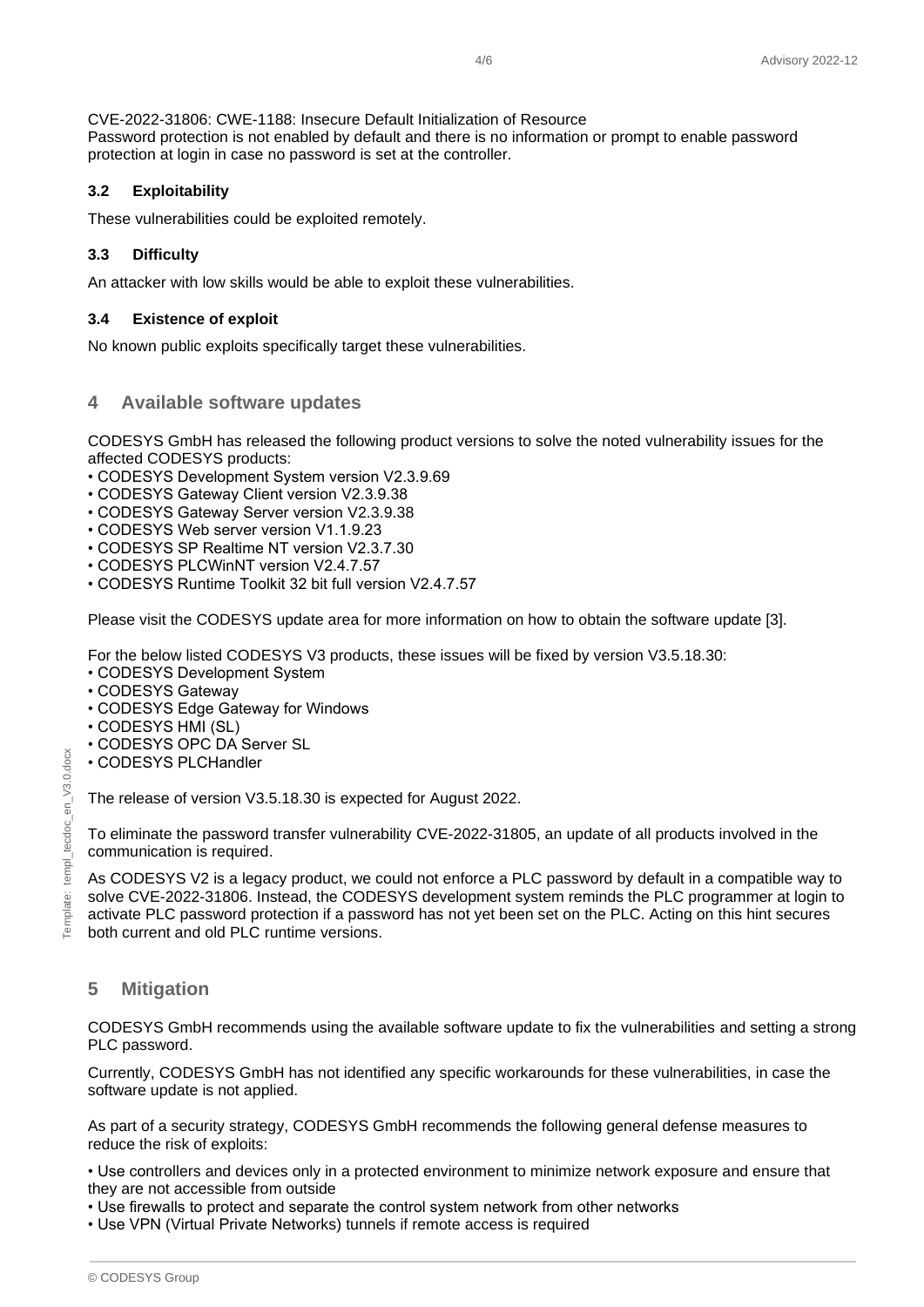CVE-2022-31806: CWE-1188: Insecure Default Initialization of Resource
Password protection is not enabled by default and there is no information or prompt to enable password protection at login in case no password is set at the controller.

### 3.2 Exploitability

These vulnerabilities could be exploited remotely.

### 3.3 Difficulty

An attacker with low skills would be able to exploit these vulnerabilities.

### 3.4 Existence of exploit

No known public exploits specifically target these vulnerabilities.

## 4 Available software updates

CODESYS GmbH has released the following product versions to solve the noted vulnerability issues for the affected CODESYS products:

- CODESYS Development System version V2.3.9.69
- CODESYS Gateway Client version V2.3.9.38
- CODESYS Gateway Server version V2.3.9.38
- CODESYS Web server version V1.1.9.23
- CODESYS SP Realtime NT version V2.3.7.30
- CODESYS PLCWinNT version V2.4.7.57
- CODESYS Runtime Toolkit 32 bit full version V2.4.7.57

Please visit the CODESYS update area for more information on how to obtain the software update [3].

For the below listed CODESYS V3 products, these issues will be fixed by version V3.5.18.30:

- CODESYS Development System
- CODESYS Gateway
- CODESYS Edge Gateway for Windows
- CODESYS HMI (SL)
- CODESYS OPC DA Server SL
- CODESYS PLCHandler

The release of version V3.5.18.30 is expected for August 2022.

To eliminate the password transfer vulnerability CVE-2022-31805, an update of all products involved in the communication is required.

As CODESYS V2 is a legacy product, we could not enforce a PLC password by default in a compatible way to solve CVE-2022-31806. Instead, the CODESYS development system reminds the PLC programmer at login to activate PLC password protection if a password has not yet been set on the PLC. Acting on this hint secures both current and old PLC runtime versions.

## 5 Mitigation

CODESYS GmbH recommends using the available software update to fix the vulnerabilities and setting a strong PLC password.

Currently, CODESYS GmbH has not identified any specific workarounds for these vulnerabilities, in case the software update is not applied.

As part of a security strategy, CODESYS GmbH recommends the following general defense measures to reduce the risk of exploits:

- Use controllers and devices only in a protected environment to minimize network exposure and ensure that they are not accessible from outside
- Use firewalls to protect and separate the control system network from other networks
- Use VPN (Virtual Private Networks) tunnels if remote access is required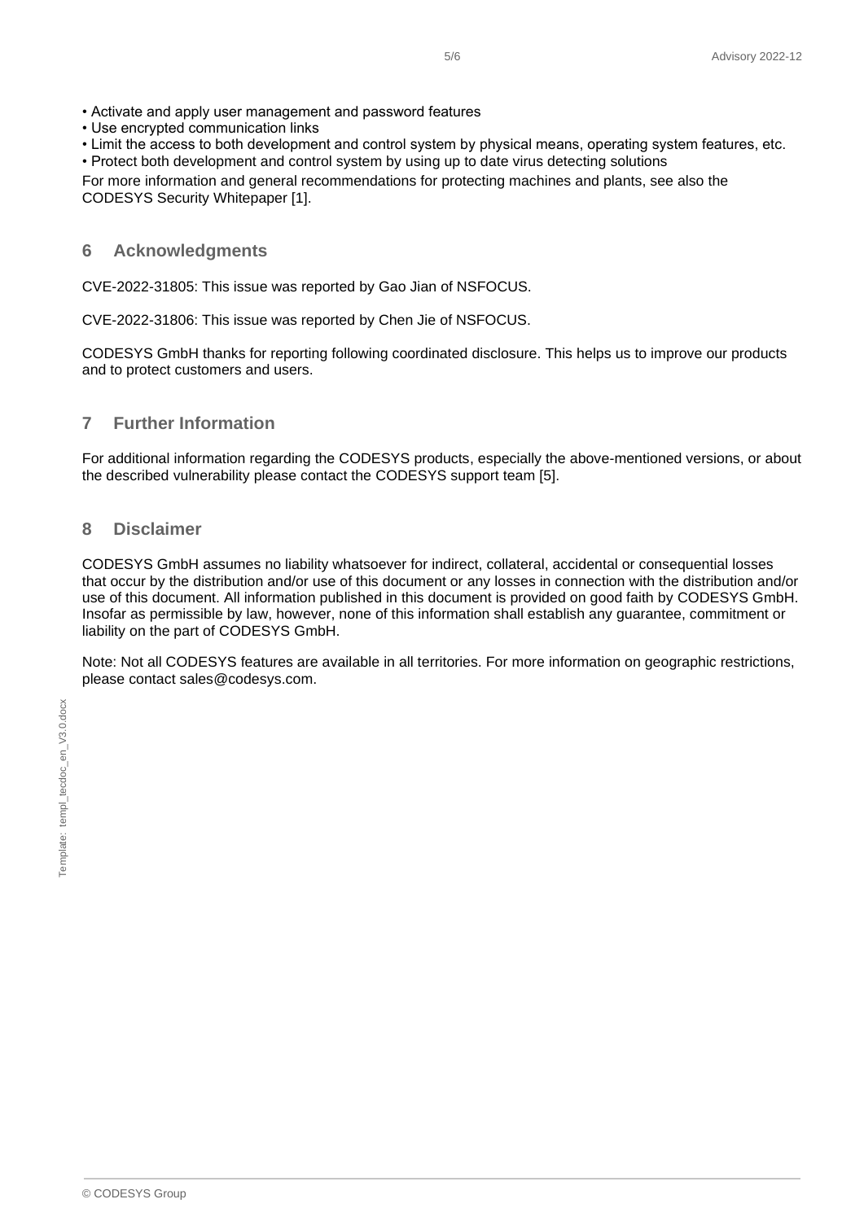- Activate and apply user management and password features
- Use encrypted communication links
- Limit the access to both development and control system by physical means, operating system features, etc.
- Protect both development and control system by using up to date virus detecting solutions

For more information and general recommendations for protecting machines and plants, see also the CODESYS Security Whitepaper [1].

## 6 Acknowledgments

CVE-2022-31805: This issue was reported by Gao Jian of NSFOCUS.

CVE-2022-31806: This issue was reported by Chen Jie of NSFOCUS.

CODESYS GmbH thanks for reporting following coordinated disclosure. This helps us to improve our products and to protect customers and users.

## 7 Further Information

For additional information regarding the CODESYS products, especially the above-mentioned versions, or about the described vulnerability please contact the CODESYS support team [5].

## 8 Disclaimer

CODESYS GmbH assumes no liability whatsoever for indirect, collateral, accidental or consequential losses that occur by the distribution and/or use of this document or any losses in connection with the distribution and/or use of this document. All information published in this document is provided on good faith by CODESYS GmbH. Insofar as permissible by law, however, none of this information shall establish any guarantee, commitment or liability on the part of CODESYS GmbH.

Note: Not all CODESYS features are available in all territories. For more information on geographic restrictions, please contact sales@codesys.com.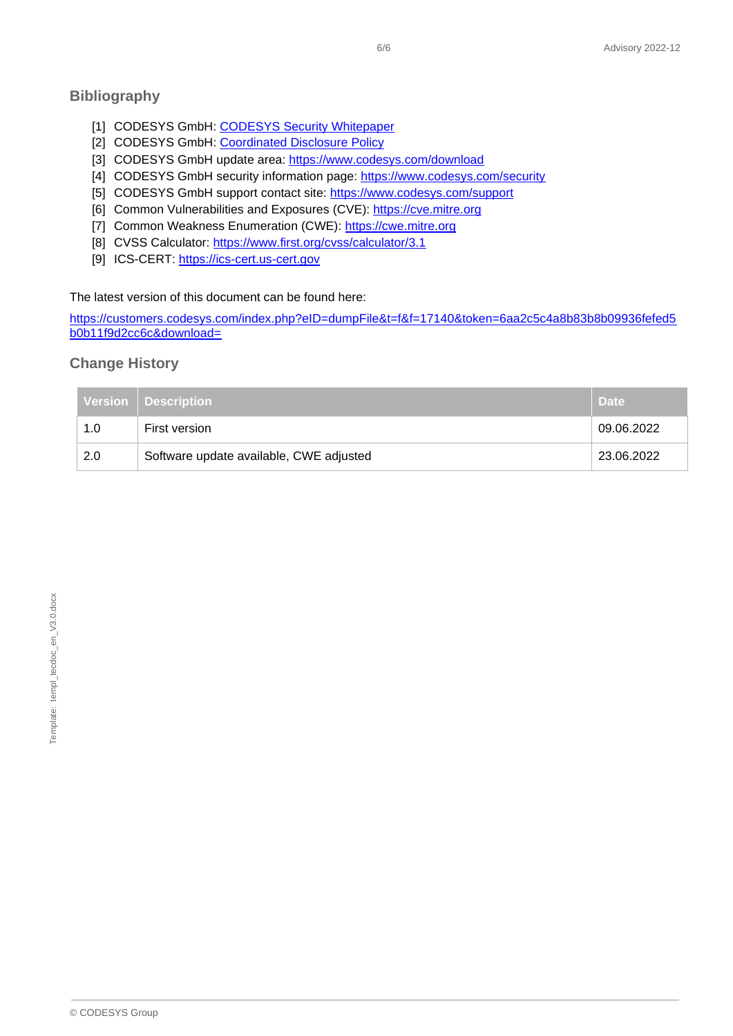## Bibliography

[1] CODESYS GmbH: CODESYS Security Whitepaper
[2] CODESYS GmbH: Coordinated Disclosure Policy
[3] CODESYS GmbH update area: https://www.codesys.com/download
[4] CODESYS GmbH security information page: https://www.codesys.com/security
[5] CODESYS GmbH support contact site: https://www.codesys.com/support
[6] Common Vulnerabilities and Exposures (CVE): https://cve.mitre.org
[7] Common Weakness Enumeration (CWE): https://cwe.mitre.org
[8] CVSS Calculator: https://www.first.org/cvss/calculator/3.1
[9] ICS-CERT: https://ics-cert.us-cert.gov

The latest version of this document can be found here:

https://customers.codesys.com/index.php?eID=dumpFile&t=f&f=17140&token=6aa2c5c4a8b83b8b09936fefed5b0b11f9d2cc6c&download=

## Change History

| Version | Description | Date |
|---|---|---|
| 1.0 | First version | 09.06.2022 |
| 2.0 | Software update available, CWE adjusted | 23.06.2022 |